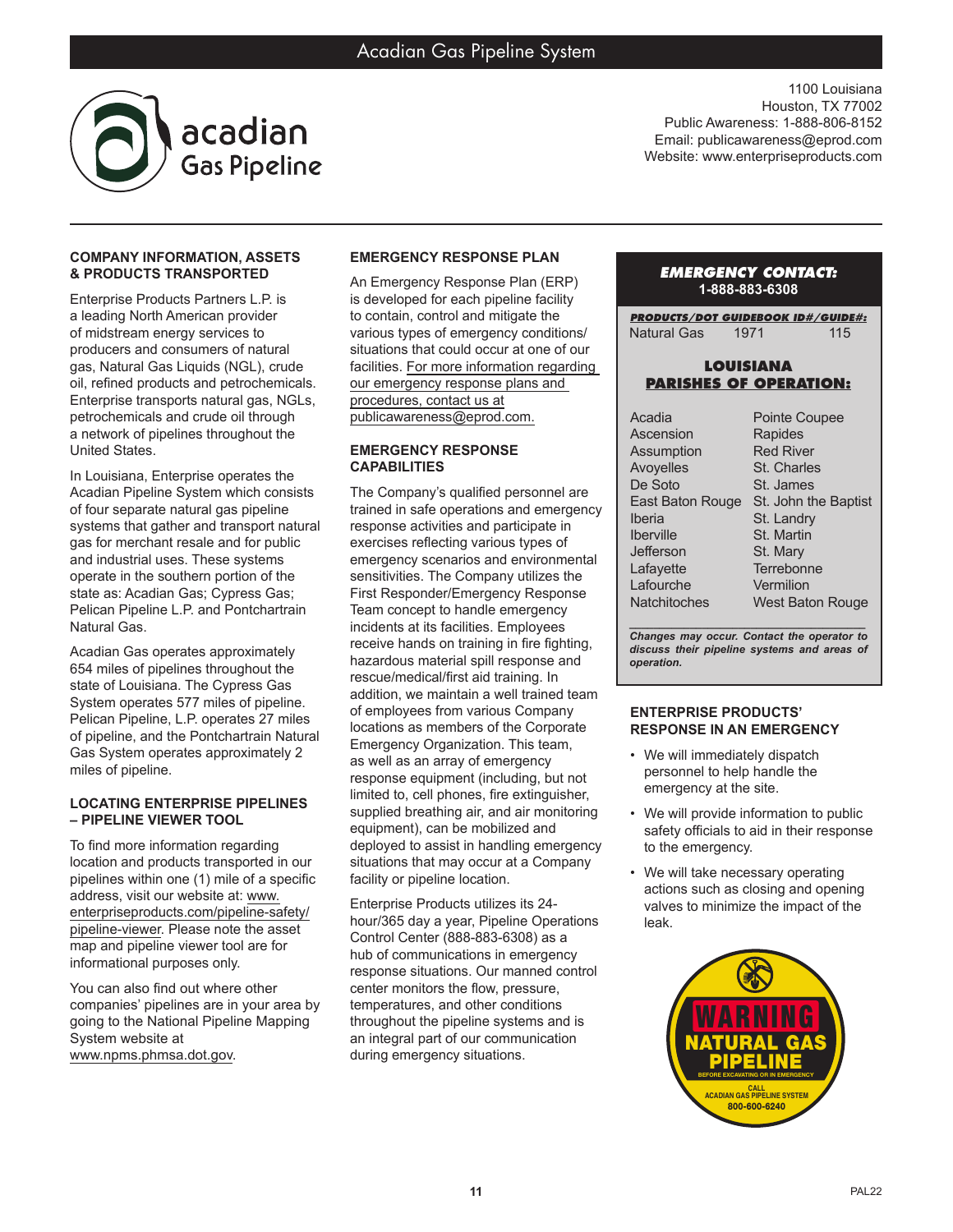# Acadian Gas Pipeline System

acadian Gas Pipeline

1100 Louisiana
Houston, TX 77002
Public Awareness: 1-888-806-8152
Email: publicawareness@eprod.com
Website: www.enterpriseproducts.com

## COMPANY INFORMATION, ASSETS & PRODUCTS TRANSPORTED

Enterprise Products Partners L.P. is a leading North American provider of midstream energy services to producers and consumers of natural gas, Natural Gas Liquids (NGL), crude oil, refined products and petrochemicals. Enterprise transports natural gas, NGLs, petrochemicals and crude oil through a network of pipelines throughout the United States.

In Louisiana, Enterprise operates the Acadian Pipeline System which consists of four separate natural gas pipeline systems that gather and transport natural gas for merchant resale and for public and industrial uses. These systems operate in the southern portion of the state as: Acadian Gas; Cypress Gas; Pelican Pipeline L.P. and Pontchartrain Natural Gas.

Acadian Gas operates approximately 654 miles of pipelines throughout the state of Louisiana. The Cypress Gas System operates 577 miles of pipeline. Pelican Pipeline, L.P. operates 27 miles of pipeline, and the Pontchartrain Natural Gas System operates approximately 2 miles of pipeline.

## LOCATING ENTERPRISE PIPELINES – PIPELINE VIEWER TOOL

To find more information regarding location and products transported in our pipelines within one (1) mile of a specific address, visit our website at: www.enterpriseproducts.com/pipeline-safety/pipeline-viewer. Please note the asset map and pipeline viewer tool are for informational purposes only.

You can also find out where other companies' pipelines are in your area by going to the National Pipeline Mapping System website at www.npms.phmsa.dot.gov.

## EMERGENCY RESPONSE PLAN

An Emergency Response Plan (ERP) is developed for each pipeline facility to contain, control and mitigate the various types of emergency conditions/situations that could occur at one of our facilities. For more information regarding our emergency response plans and procedures, contact us at publicawareness@eprod.com.

## EMERGENCY RESPONSE CAPABILITIES

The Company's qualified personnel are trained in safe operations and emergency response activities and participate in exercises reflecting various types of emergency scenarios and environmental sensitivities. The Company utilizes the First Responder/Emergency Response Team concept to handle emergency incidents at its facilities. Employees receive hands on training in fire fighting, hazardous material spill response and rescue/medical/first aid training. In addition, we maintain a well trained team of employees from various Company locations as members of the Corporate Emergency Organization. This team, as well as an array of emergency response equipment (including, but not limited to, cell phones, fire extinguisher, supplied breathing air, and air monitoring equipment), can be mobilized and deployed to assist in handling emergency situations that may occur at a Company facility or pipeline location.

Enterprise Products utilizes its 24-hour/365 day a year, Pipeline Operations Control Center (888-883-6308) as a hub of communications in emergency response situations. Our manned control center monitors the flow, pressure, temperatures, and other conditions throughout the pipeline systems and is an integral part of our communication during emergency situations.

## EMERGENCY CONTACT: 1-888-883-6308

| PRODUCTS/DOT GUIDEBOOK ID#/GUIDE#: | | |
|---|---|---|
| Natural Gas | 1971 | 115 |

### LOUISIANA PARISHES OF OPERATION:

| | |
|---|---|
| Acadia | Pointe Coupee |
| Ascension | Rapides |
| Assumption | Red River |
| Avoyelles | St. Charles |
| De Soto | St. James |
| East Baton Rouge | St. John the Baptist |
| Iberia | St. Landry |
| Iberville | St. Martin |
| Jefferson | St. Mary |
| Lafayette | Terrebonne |
| Lafourche | Vermilion |
| Natchitoches | West Baton Rouge |

***Changes may occur. Contact the operator to discuss their pipeline systems and areas of operation.***

## ENTERPRISE PRODUCTS' RESPONSE IN AN EMERGENCY

- We will immediately dispatch personnel to help handle the emergency at the site.
- We will provide information to public safety officials to aid in their response to the emergency.
- We will take necessary operating actions such as closing and opening valves to minimize the impact of the leak.

WARNING
NATURAL GAS PIPELINE
BEFORE EXCAVATING OR IN EMERGENCY
CALL
ACADIAN GAS PIPELINE SYSTEM
800-600-6240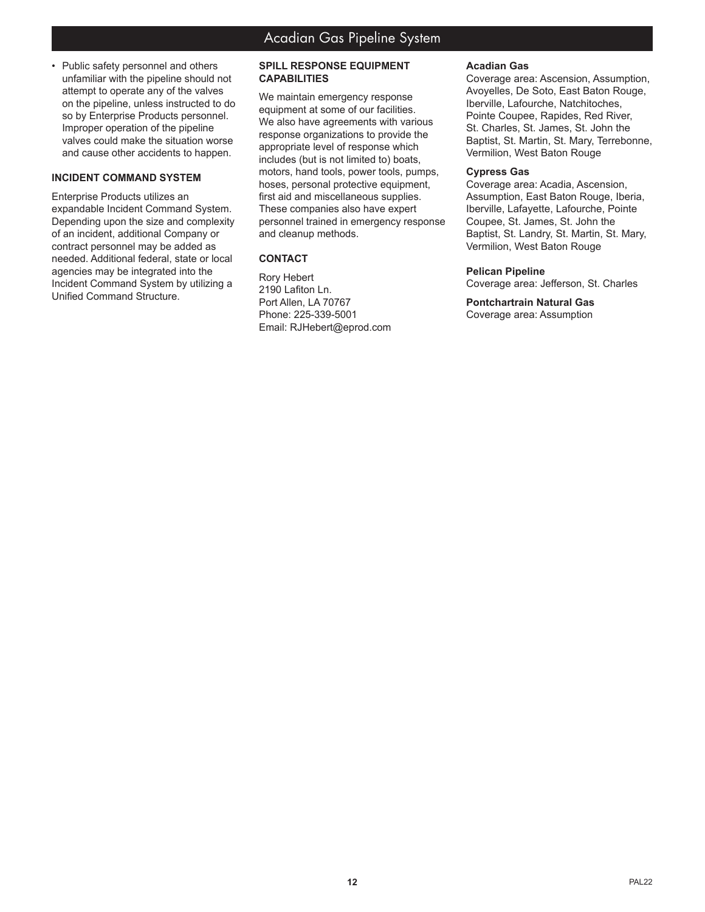- Public safety personnel and others unfamiliar with the pipeline should not attempt to operate any of the valves on the pipeline, unless instructed to do so by Enterprise Products personnel. Improper operation of the pipeline valves could make the situation worse and cause other accidents to happen.

### INCIDENT COMMAND SYSTEM

Enterprise Products utilizes an expandable Incident Command System. Depending upon the size and complexity of an incident, additional Company or contract personnel may be added as needed. Additional federal, state or local agencies may be integrated into the Incident Command System by utilizing a Unified Command Structure.

### SPILL RESPONSE EQUIPMENT CAPABILITIES

We maintain emergency response equipment at some of our facilities. We also have agreements with various response organizations to provide the appropriate level of response which includes (but is not limited to) boats, motors, hand tools, power tools, pumps, hoses, personal protective equipment, first aid and miscellaneous supplies. These companies also have expert personnel trained in emergency response and cleanup methods.

### CONTACT

Rory Hebert
2190 Lafiton Ln.
Port Allen, LA 70767
Phone: 225-339-5001
Email: RJHebert@eprod.com

**Acadian Gas**
Coverage area: Ascension, Assumption, Avoyelles, De Soto, East Baton Rouge, Iberville, Lafourche, Natchitoches, Pointe Coupee, Rapides, Red River, St. Charles, St. James, St. John the Baptist, St. Martin, St. Mary, Terrebonne, Vermilion, West Baton Rouge

**Cypress Gas**
Coverage area: Acadia, Ascension, Assumption, East Baton Rouge, Iberia, Iberville, Lafayette, Lafourche, Pointe Coupee, St. James, St. John the Baptist, St. Landry, St. Martin, St. Mary, Vermilion, West Baton Rouge

**Pelican Pipeline**
Coverage area: Jefferson, St. Charles

**Pontchartrain Natural Gas**
Coverage area: Assumption